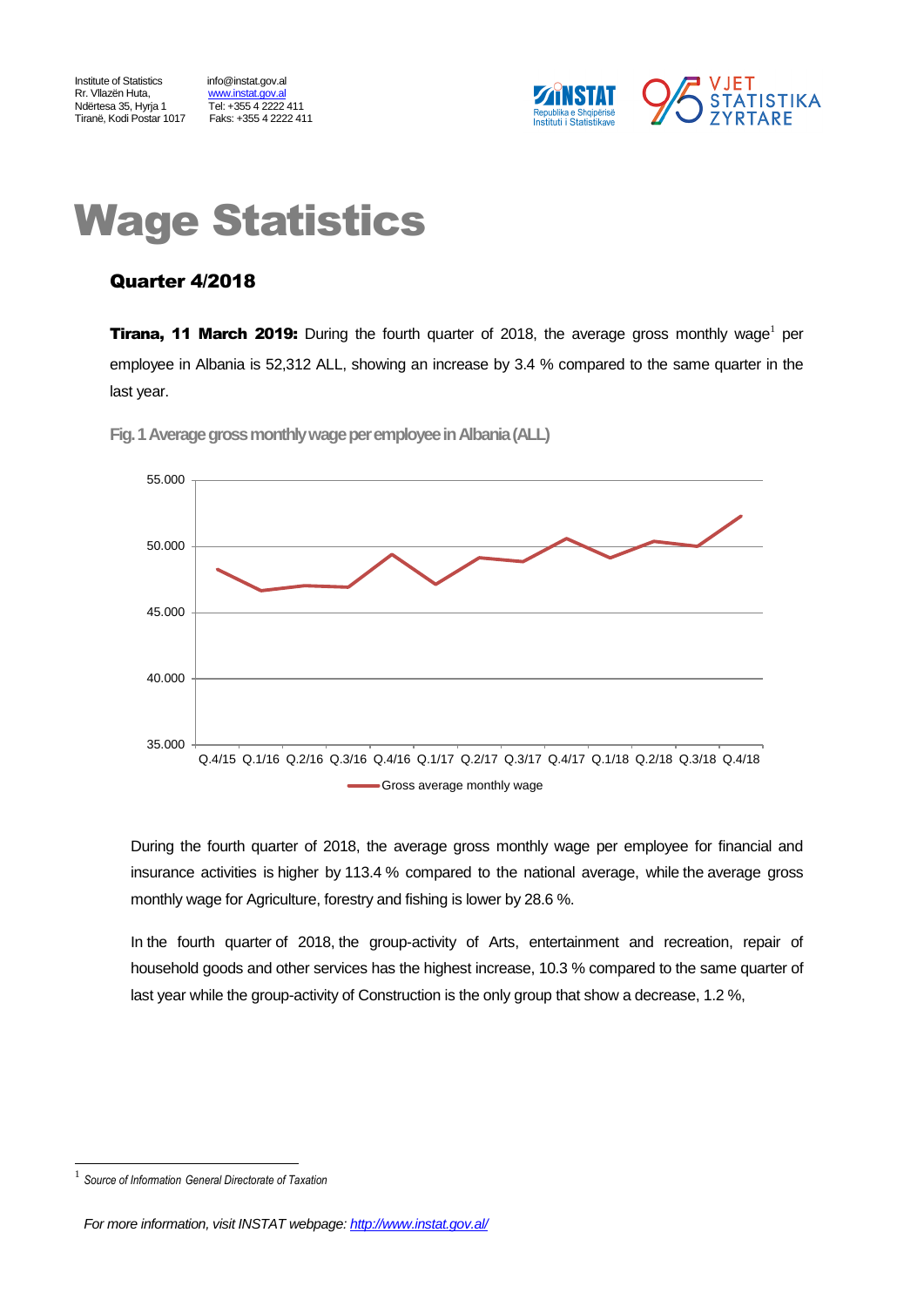Institute of Statistics
Rr. Vllazën Huta,
Ndërtesa 35, Hyrja 1
Tiranë, Kodi Postar 1017

info@instat.gov.al
www.instat.gov.al
Tel: +355 4 2222 411
Faks: +355 4 2222 411

# Wage Statistics

## Quarter 4/2018

**Tirana, 11 March 2019:** During the fourth quarter of 2018, the average gross monthly wage[1] per employee in Albania is 52,312 ALL, showing an increase by 3.4 % compared to the same quarter in the last year.

**Fig. 1 Average gross monthly wage per employee in Albania (ALL)**

During the fourth quarter of 2018, the average gross monthly wage per employee for financial and insurance activities is higher by 113.4 % compared to the national average, while the average gross monthly wage for Agriculture, forestry and fishing is lower by 28.6 %.

In the fourth quarter of 2018, the group-activity of Arts, entertainment and recreation, repair of household goods and other services has the highest increase, 10.3 % compared to the same quarter of last year while the group-activity of Construction is the only group that show a decrease, 1.2 %,

[1] *Source of Information General Directorate of Taxation*

*For more information, visit INSTAT webpage: http://www.instat.gov.al/*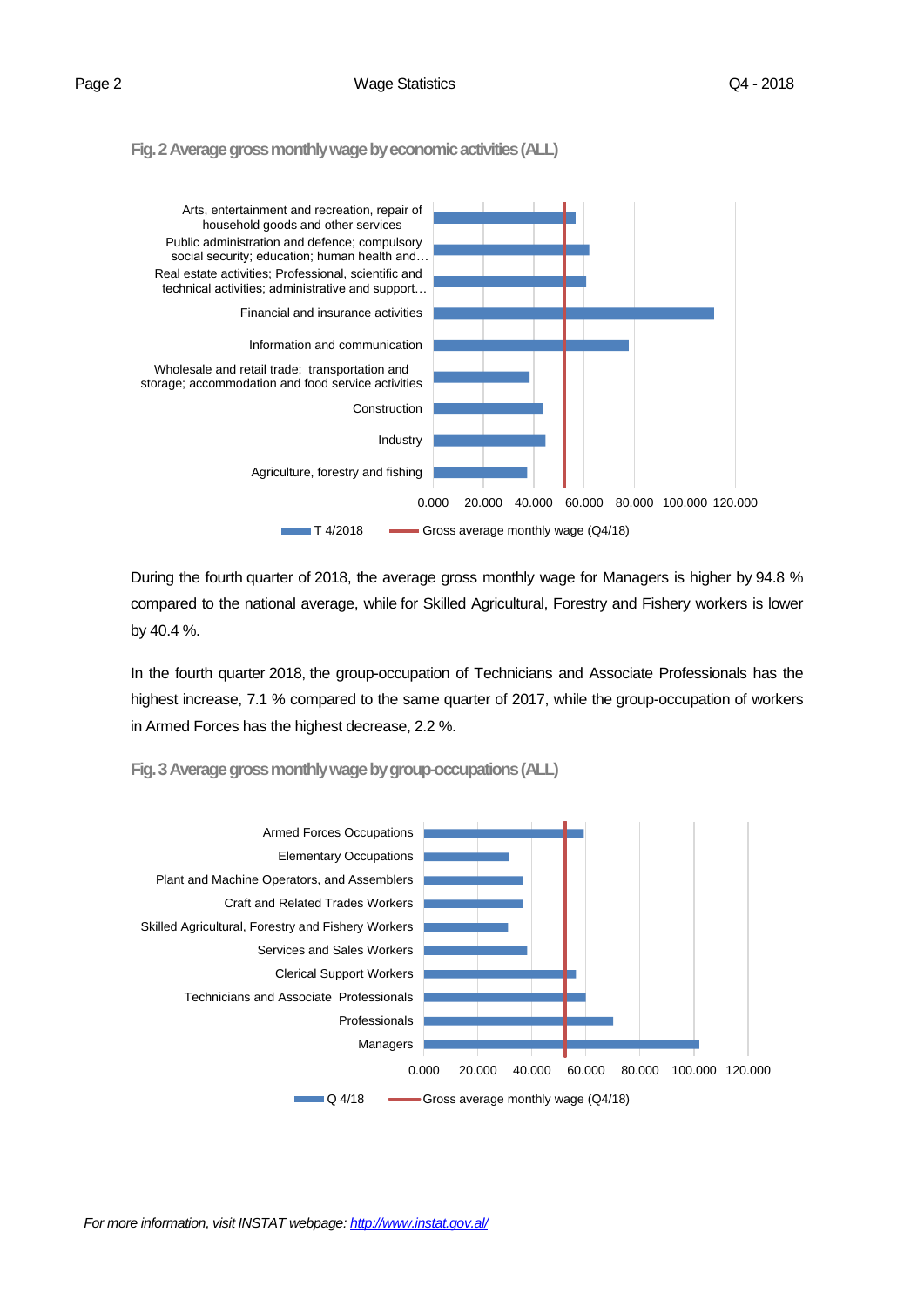**Fig. 2 Average gross monthly wage by economic activities (ALL)**

During the fourth quarter of 2018, the average gross monthly wage for Managers is higher by 94.8 % compared to the national average, while for Skilled Agricultural, Forestry and Fishery workers is lower by 40.4 %.

In the fourth quarter 2018, the group-occupation of Technicians and Associate Professionals has the highest increase, 7.1 % compared to the same quarter of 2017, while the group-occupation of workers in Armed Forces has the highest decrease, 2.2 %.

**Fig. 3 Average gross monthly wage by group-occupations (ALL)**

*For more information, visit INSTAT webpage: [http://www.instat.gov.al/](http://www.instat.gov.al/)*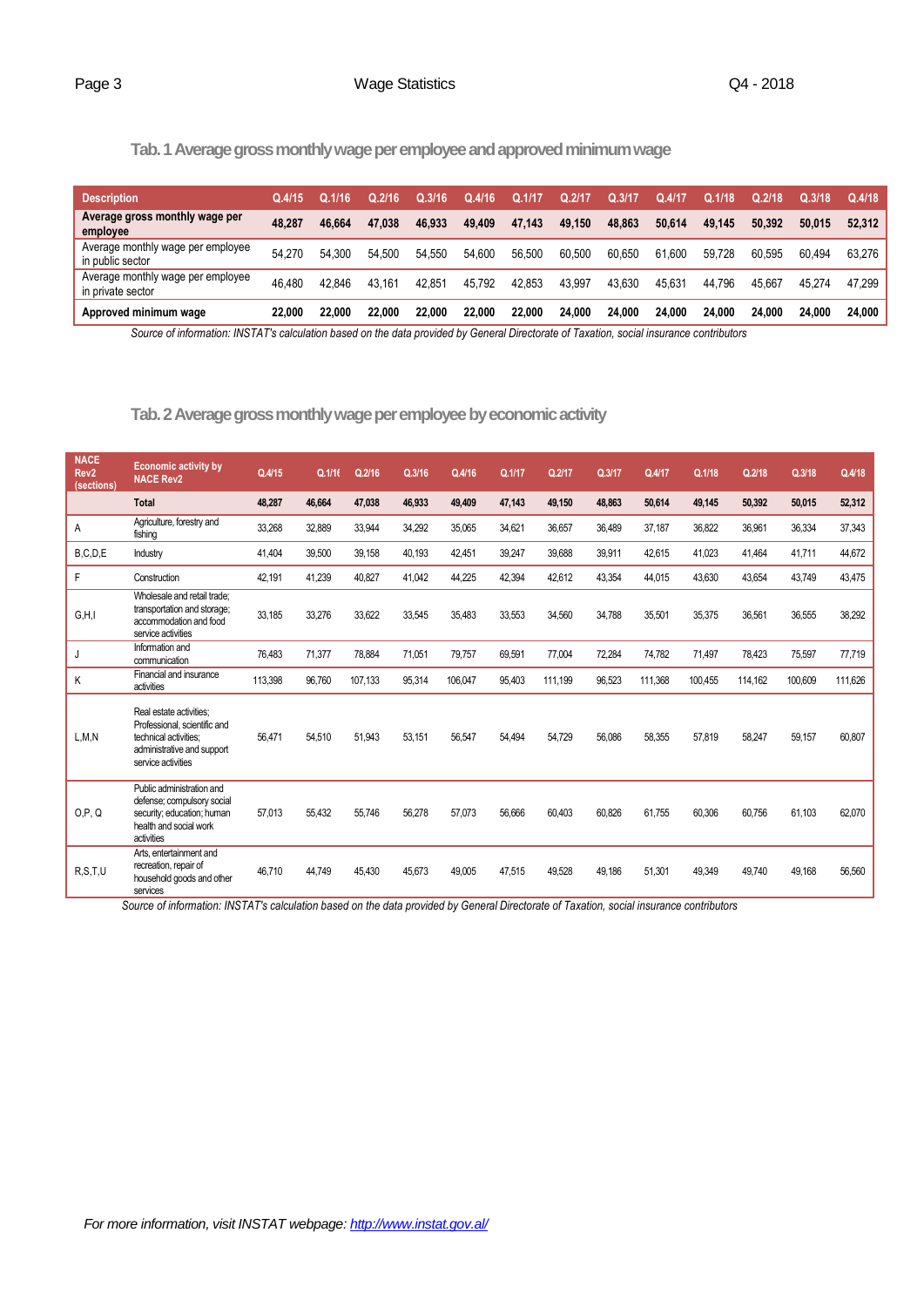### Tab. 1 Average gross monthly wage per employee and approved minimum wage

| Description | Q.4/15 | Q.1/16 | Q.2/16 | Q.3/16 | Q.4/16 | Q.1/17 | Q.2/17 | Q.3/17 | Q.4/17 | Q.1/18 | Q.2/18 | Q.3/18 | Q.4/18 |
|---|---|---|---|---|---|---|---|---|---|---|---|---|---|
| **Average gross monthly wage per employee** | **48,287** | **46,664** | **47,038** | **46,933** | **49,409** | **47,143** | **49,150** | **48,863** | **50,614** | **49,145** | **50,392** | **50,015** | **52,312** |
| Average monthly wage per employee in public sector | 54,270 | 54,300 | 54,500 | 54,550 | 54,600 | 56,500 | 60,500 | 60,650 | 61,600 | 59,728 | 60,595 | 60,494 | 63,276 |
| Average monthly wage per employee in private sector | 46,480 | 42,846 | 43,161 | 42,851 | 45,792 | 42,853 | 43,997 | 43,630 | 45,631 | 44,796 | 45,667 | 45,274 | 47,299 |
| **Approved minimum wage** | **22,000** | **22,000** | **22,000** | **22,000** | **22,000** | **22,000** | **24,000** | **24,000** | **24,000** | **24,000** | **24,000** | **24,000** | **24,000** |

*Source of information: INSTAT's calculation based on the data provided by General Directorate of Taxation, social insurance contributors*

### Tab. 2 Average gross monthly wage per employee by economic activity

| NACE Rev2 (sections) | Economic activity by NACE Rev2 | Q.4/15 | Q.1/16 | Q.2/16 | Q.3/16 | Q.4/16 | Q.1/17 | Q.2/17 | Q.3/17 | Q.4/17 | Q.1/18 | Q.2/18 | Q.3/18 | Q.4/18 |
|---|---|---|---|---|---|---|---|---|---|---|---|---|---|---|
| | **Total** | **48,287** | **46,664** | **47,038** | **46,933** | **49,409** | **47,143** | **49,150** | **48,863** | **50,614** | **49,145** | **50,392** | **50,015** | **52,312** |
| A | Agriculture, forestry and fishing | 33,268 | 32,889 | 33,944 | 34,292 | 35,065 | 34,621 | 36,657 | 36,489 | 37,187 | 36,822 | 36,961 | 36,334 | 37,343 |
| B,C,D,E | Industry | 41,404 | 39,500 | 39,158 | 40,193 | 42,451 | 39,247 | 39,688 | 39,911 | 42,615 | 41,023 | 41,464 | 41,711 | 44,672 |
| F | Construction | 42,191 | 41,239 | 40,827 | 41,042 | 44,225 | 42,394 | 42,612 | 43,354 | 44,015 | 43,630 | 43,654 | 43,749 | 43,475 |
| G,H,I | Wholesale and retail trade; transportation and storage; accommodation and food service activities | 33,185 | 33,276 | 33,622 | 33,545 | 35,483 | 33,553 | 34,560 | 34,788 | 35,501 | 35,375 | 36,561 | 36,555 | 38,292 |
| J | Information and communication | 76,483 | 71,377 | 78,884 | 71,051 | 79,757 | 69,591 | 77,004 | 72,284 | 74,782 | 71,497 | 78,423 | 75,597 | 77,719 |
| K | Financial and insurance activities | 113,398 | 96,760 | 107,133 | 95,314 | 106,047 | 95,403 | 111,199 | 96,523 | 111,368 | 100,455 | 114,162 | 100,609 | 111,626 |
| L,M,N | Real estate activities; Professional, scientific and technical activities; administrative and support service activities | 56,471 | 54,510 | 51,943 | 53,151 | 56,547 | 54,494 | 54,729 | 56,086 | 58,355 | 57,819 | 58,247 | 59,157 | 60,807 |
| O,P, Q | Public administration and defense; compulsory social security; education; human health and social work activities | 57,013 | 55,432 | 55,746 | 56,278 | 57,073 | 56,666 | 60,403 | 60,826 | 61,755 | 60,306 | 60,756 | 61,103 | 62,070 |
| R,S,T,U | Arts, entertainment and recreation, repair of household goods and other services | 46,710 | 44,749 | 45,430 | 45,673 | 49,005 | 47,515 | 49,528 | 49,186 | 51,301 | 49,349 | 49,740 | 49,168 | 56,560 |

*Source of information: INSTAT's calculation based on the data provided by General Directorate of Taxation, social insurance contributors*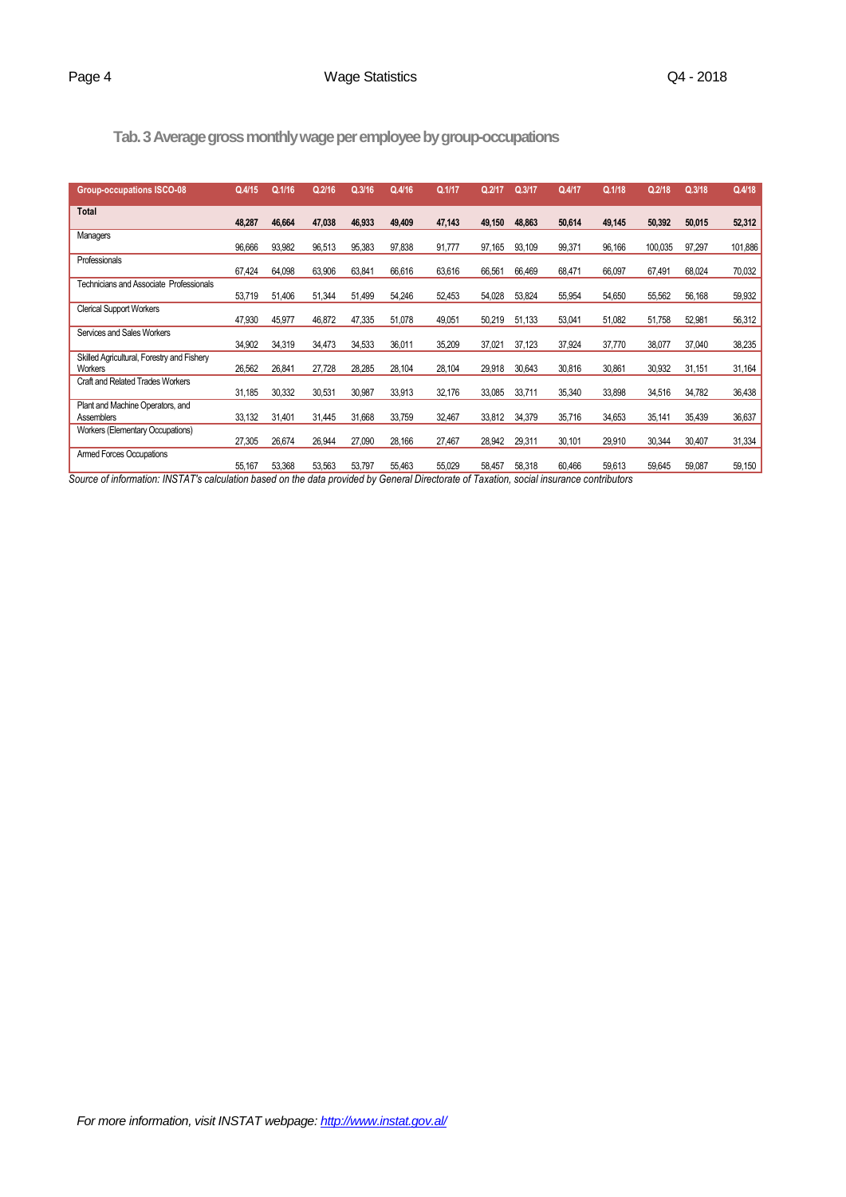## Tab. 3 Average gross monthly wage per employee by group-occupations

| Group-occupations ISCO-08 | Q.4/15 | Q.1/16 | Q.2/16 | Q.3/16 | Q.4/16 | Q.1/17 | Q.2/17 | Q.3/17 | Q.4/17 | Q.1/18 | Q.2/18 | Q.3/18 | Q.4/18 |
|---|---|---|---|---|---|---|---|---|---|---|---|---|---|
| **Total** | **48,287** | **46,664** | **47,038** | **46,933** | **49,409** | **47,143** | **49,150** | **48,863** | **50,614** | **49,145** | **50,392** | **50,015** | **52,312** |
| Managers | 96,666 | 93,982 | 96,513 | 95,383 | 97,838 | 91,777 | 97,165 | 93,109 | 99,371 | 96,166 | 100,035 | 97,297 | 101,886 |
| Professionals | 67,424 | 64,098 | 63,906 | 63,841 | 66,616 | 63,616 | 66,561 | 66,469 | 68,471 | 66,097 | 67,491 | 68,024 | 70,032 |
| Technicians and Associate Professionals | 53,719 | 51,406 | 51,344 | 51,499 | 54,246 | 52,453 | 54,028 | 53,824 | 55,954 | 54,650 | 55,562 | 56,168 | 59,932 |
| Clerical Support Workers | 47,930 | 45,977 | 46,872 | 47,335 | 51,078 | 49,051 | 50,219 | 51,133 | 53,041 | 51,082 | 51,758 | 52,981 | 56,312 |
| Services and Sales Workers | 34,902 | 34,319 | 34,473 | 34,533 | 36,011 | 35,209 | 37,021 | 37,123 | 37,924 | 37,770 | 38,077 | 37,040 | 38,235 |
| Skilled Agricultural, Forestry and Fishery Workers | 26,562 | 26,841 | 27,728 | 28,285 | 28,104 | 28,104 | 29,918 | 30,643 | 30,816 | 30,861 | 30,932 | 31,151 | 31,164 |
| Craft and Related Trades Workers | 31,185 | 30,332 | 30,531 | 30,987 | 33,913 | 32,176 | 33,085 | 33,711 | 35,340 | 33,898 | 34,516 | 34,782 | 36,438 |
| Plant and Machine Operators, and Assemblers | 33,132 | 31,401 | 31,445 | 31,668 | 33,759 | 32,467 | 33,812 | 34,379 | 35,716 | 34,653 | 35,141 | 35,439 | 36,637 |
| Workers (Elementary Occupations) | 27,305 | 26,674 | 26,944 | 27,090 | 28,166 | 27,467 | 28,942 | 29,311 | 30,101 | 29,910 | 30,344 | 30,407 | 31,334 |
| Armed Forces Occupations | 55,167 | 53,368 | 53,563 | 53,797 | 55,463 | 55,029 | 58,457 | 58,318 | 60,466 | 59,613 | 59,645 | 59,087 | 59,150 |

*Source of information: INSTAT's calculation based on the data provided by General Directorate of Taxation, social insurance contributors*

*For more information, visit INSTAT webpage: http://www.instat.gov.al/*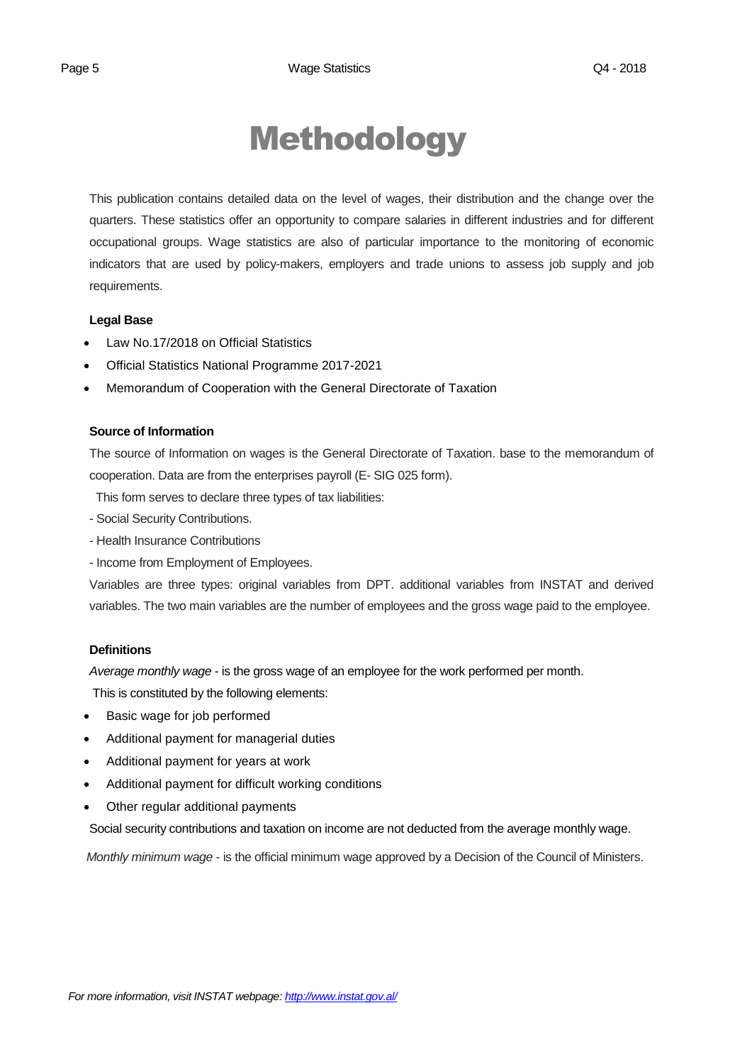# Methodology

This publication contains detailed data on the level of wages, their distribution and the change over the quarters. These statistics offer an opportunity to compare salaries in different industries and for different occupational groups. Wage statistics are also of particular importance to the monitoring of economic indicators that are used by policy-makers, employers and trade unions to assess job supply and job requirements.

**Legal Base**

- Law No.17/2018 on Official Statistics
- Official Statistics National Programme 2017-2021
- Memorandum of Cooperation with the General Directorate of Taxation

**Source of Information**

The source of Information on wages is the General Directorate of Taxation. base to the memorandum of cooperation. Data are from the enterprises payroll (E- SIG 025 form).

This form serves to declare three types of tax liabilities:

- Social Security Contributions.
- Health Insurance Contributions
- Income from Employment of Employees.

Variables are three types: original variables from DPT. additional variables from INSTAT and derived variables. The two main variables are the number of employees and the gross wage paid to the employee.

**Definitions**

*Average monthly wage* - is the gross wage of an employee for the work performed per month.

This is constituted by the following elements:

- Basic wage for job performed
- Additional payment for managerial duties
- Additional payment for years at work
- Additional payment for difficult working conditions
- Other regular additional payments

Social security contributions and taxation on income are not deducted from the average monthly wage.

*Monthly minimum wage* - is the official minimum wage approved by a Decision of the Council of Ministers.

*For more information, visit INSTAT webpage: http://www.instat.gov.al/*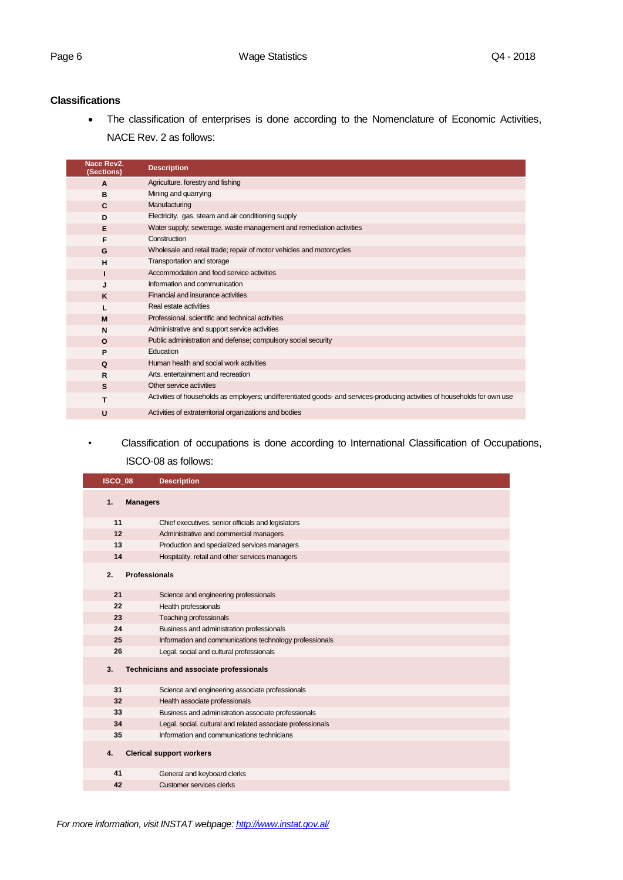## Classifications

- The classification of enterprises is done according to the Nomenclature of Economic Activities, NACE Rev. 2 as follows:

| Nace Rev2. (Sections) | Description |
|---|---|
| A | Agriculture. forestry and fishing |
| B | Mining and quarrying |
| C | Manufacturing |
| D | Electricity. gas. steam and air conditioning supply |
| E | Water supply; sewerage. waste management and remediation activities |
| F | Construction |
| G | Wholesale and retail trade; repair of motor vehicles and motorcycles |
| H | Transportation and storage |
| I | Accommodation and food service activities |
| J | Information and communication |
| K | Financial and insurance activities |
| L | Real estate activities |
| M | Professional. scientific and technical activities |
| N | Administrative and support service activities |
| O | Public administration and defense; compulsory social security |
| P | Education |
| Q | Human health and social work activities |
| R | Arts. entertainment and recreation |
| S | Other service activities |
| T | Activities of households as employers; undifferentiated goods- and services-producing activities of households for own use |
| U | Activities of extraterritorial organizations and bodies |

- Classification of occupations is done according to International Classification of Occupations, ISCO-08 as follows:

| ISCO_08 | Description |
|---|---|
| **1.** | **Managers** |
| 11 | Chief executives. senior officials and legislators |
| 12 | Administrative and commercial managers |
| 13 | Production and specialized services managers |
| 14 | Hospitality. retail and other services managers |
| **2.** | **Professionals** |
| 21 | Science and engineering professionals |
| 22 | Health professionals |
| 23 | Teaching professionals |
| 24 | Business and administration professionals |
| 25 | Information and communications technology professionals |
| 26 | Legal. social and cultural professionals |
| **3.** | **Technicians and associate professionals** |
| 31 | Science and engineering associate professionals |
| 32 | Health associate professionals |
| 33 | Business and administration associate professionals |
| 34 | Legal. social. cultural and related associate professionals |
| 35 | Information and communications technicians |
| **4.** | **Clerical support workers** |
| 41 | General and keyboard clerks |
| 42 | Customer services clerks |

*For more information, visit INSTAT webpage: [http://www.instat.gov.al/](http://www.instat.gov.al/)*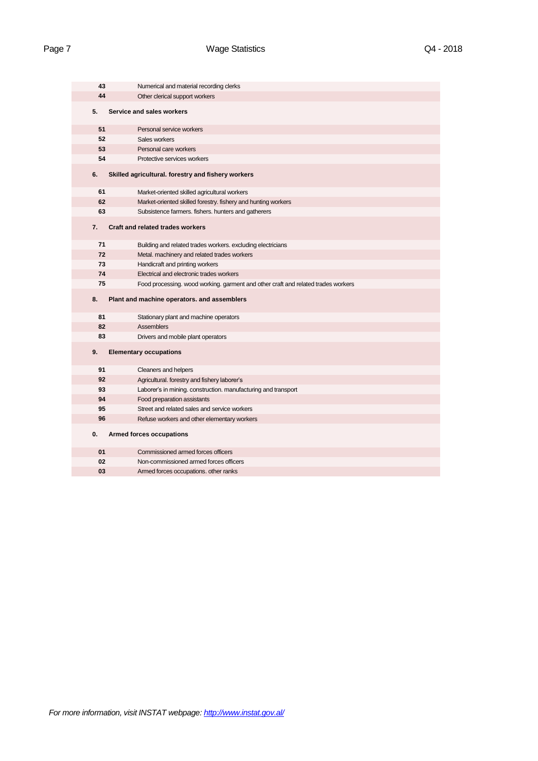| | |
|---|---|
| **43** | Numerical and material recording clerks |
| **44** | Other clerical support workers |
| **5.** | **Service and sales workers** |
| **51** | Personal service workers |
| **52** | Sales workers |
| **53** | Personal care workers |
| **54** | Protective services workers |
| **6.** | **Skilled agricultural. forestry and fishery workers** |
| **61** | Market-oriented skilled agricultural workers |
| **62** | Market-oriented skilled forestry. fishery and hunting workers |
| **63** | Subsistence farmers. fishers. hunters and gatherers |
| **7.** | **Craft and related trades workers** |
| **71** | Building and related trades workers. excluding electricians |
| **72** | Metal. machinery and related trades workers |
| **73** | Handicraft and printing workers |
| **74** | Electrical and electronic trades workers |
| **75** | Food processing. wood working. garment and other craft and related trades workers |
| **8.** | **Plant and machine operators. and assemblers** |
| **81** | Stationary plant and machine operators |
| **82** | Assemblers |
| **83** | Drivers and mobile plant operators |
| **9.** | **Elementary occupations** |
| **91** | Cleaners and helpers |
| **92** | Agricultural. forestry and fishery laborer's |
| **93** | Laborer's in mining. construction. manufacturing and transport |
| **94** | Food preparation assistants |
| **95** | Street and related sales and service workers |
| **96** | Refuse workers and other elementary workers |
| **0.** | **Armed forces occupations** |
| **01** | Commissioned armed forces officers |
| **02** | Non-commissioned armed forces officers |
| **03** | Armed forces occupations. other ranks |

*For more information, visit INSTAT webpage: http://www.instat.gov.al/*